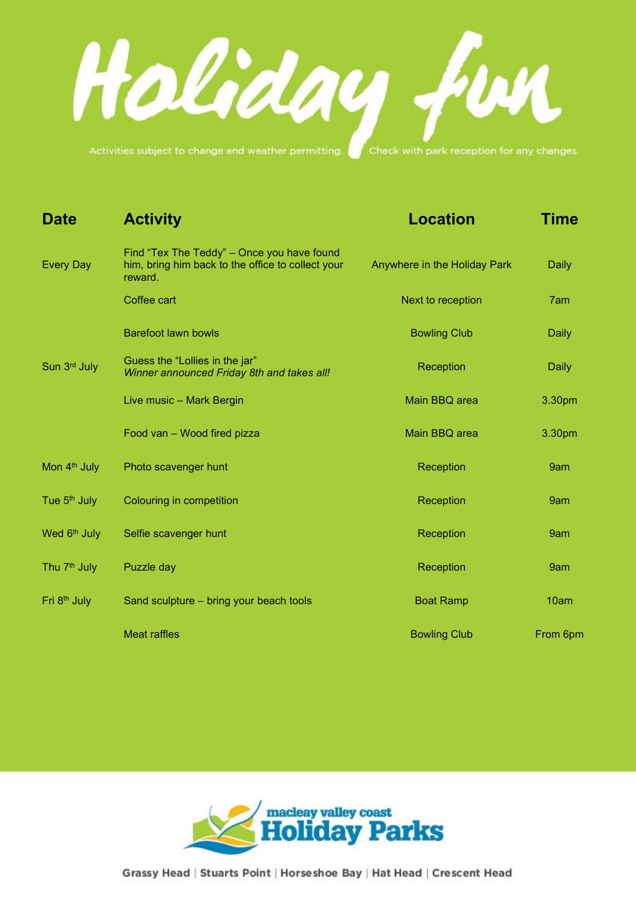# Holiday fun

Activities subject to change and weather permitting. Check with park reception for any changes.

| Date | Activity | Location | Time |
|---|---|---|---|
| Every Day | Find "Tex The Teddy" – Once you have found him, bring him back to the office to collect your reward. | Anywhere in the Holiday Park | Daily |
| | Coffee cart | Next to reception | 7am |
| | Barefoot lawn bowls | Bowling Club | Daily |
| Sun 3rd July | Guess the "Lollies in the jar" *Winner announced Friday 8th and takes all!* | Reception | Daily |
| | Live music – Mark Bergin | Main BBQ area | 3.30pm |
| | Food van – Wood fired pizza | Main BBQ area | 3.30pm |
| Mon 4th July | Photo scavenger hunt | Reception | 9am |
| Tue 5th July | Colouring in competition | Reception | 9am |
| Wed 6th July | Selfie scavenger hunt | Reception | 9am |
| Thu 7th July | Puzzle day | Reception | 9am |
| Fri 8th July | Sand sculpture – bring your beach tools | Boat Ramp | 10am |
| | Meat raffles | Bowling Club | From 6pm |

macleay valley coast **Holiday Parks**

Grassy Head | Stuarts Point | Horseshoe Bay | Hat Head | Crescent Head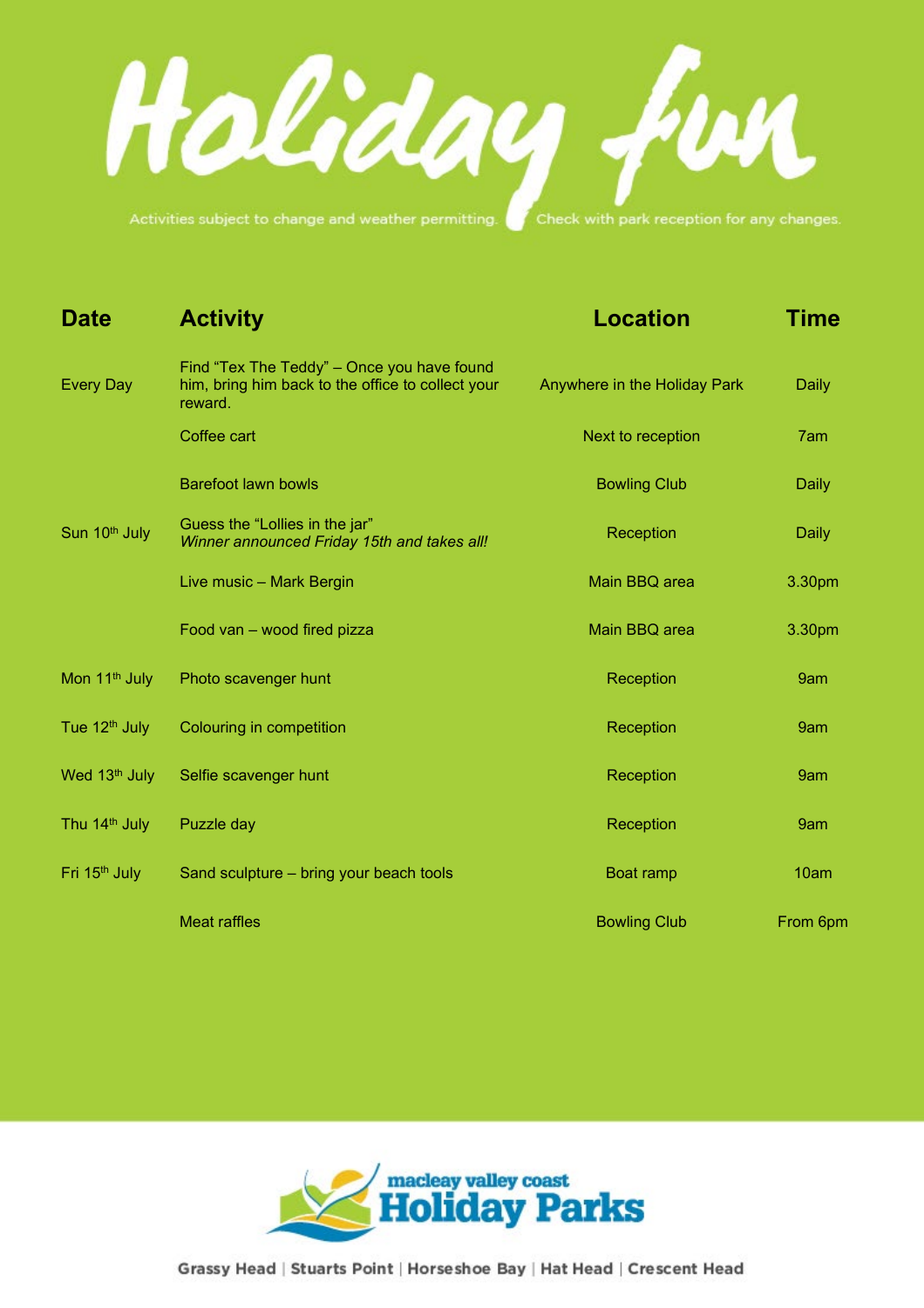# Holiday fun

Activities subject to change and weather permitting. Check with park reception for any changes.

| Date | Activity | Location | Time |
|---|---|---|---|
| Every Day | Find "Tex The Teddy" – Once you have found him, bring him back to the office to collect your reward. | Anywhere in the Holiday Park | Daily |
| | Coffee cart | Next to reception | 7am |
| | Barefoot lawn bowls | Bowling Club | Daily |
| Sun 10th July | Guess the "Lollies in the jar" *Winner announced Friday 15th and takes all!* | Reception | Daily |
| | Live music – Mark Bergin | Main BBQ area | 3.30pm |
| | Food van – wood fired pizza | Main BBQ area | 3.30pm |
| Mon 11th July | Photo scavenger hunt | Reception | 9am |
| Tue 12th July | Colouring in competition | Reception | 9am |
| Wed 13th July | Selfie scavenger hunt | Reception | 9am |
| Thu 14th July | Puzzle day | Reception | 9am |
| Fri 15th July | Sand sculpture – bring your beach tools | Boat ramp | 10am |
| | Meat raffles | Bowling Club | From 6pm |

macleay valley coast Holiday Parks

Grassy Head | Stuarts Point | Horseshoe Bay | Hat Head | Crescent Head